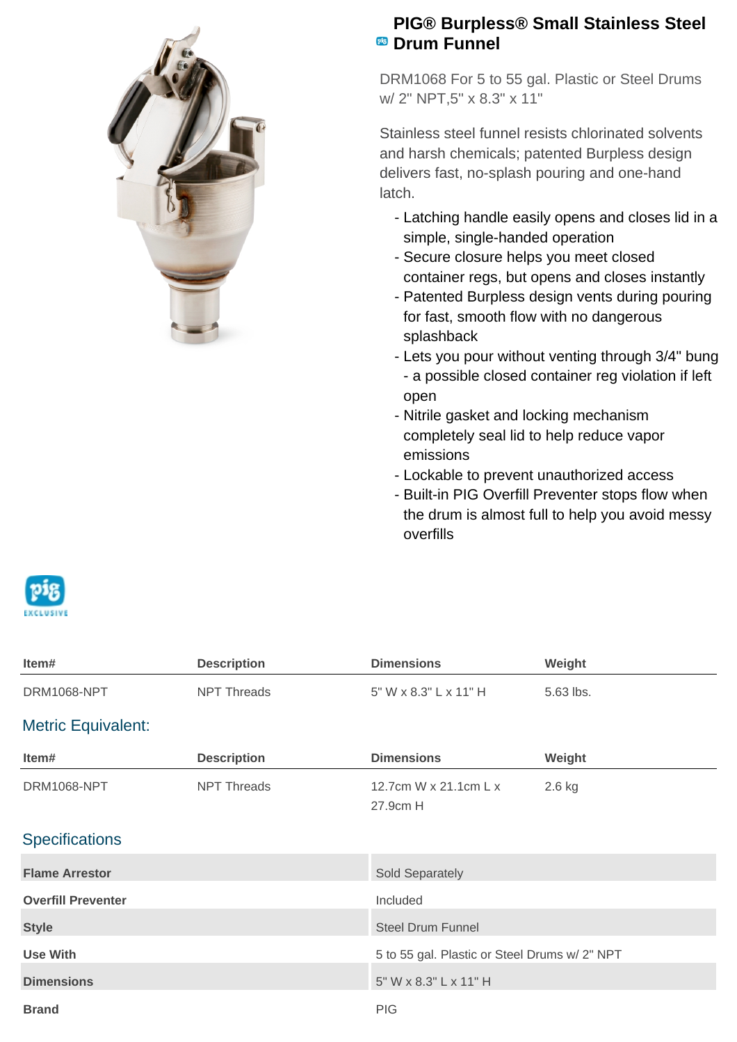# PIG® Burpless® Small Stainless Steel Drum Funnel

DRM1068 For 5 to 55 gal. Plastic or Steel Drums w/ 2" NPT,5" x 8.3" x 11"

Stainless steel funnel resists chlorinated solvents and harsh chemicals; patented Burpless design delivers fast, no-splash pouring and one-hand latch.

- Latching handle easily opens and closes lid in a simple, single-handed operation
- Secure closure helps you meet closed container regs, but opens and closes instantly
- Patented Burpless design vents during pouring for fast, smooth flow with no dangerous splashback
- Lets you pour without venting through 3/4" bung - a possible closed container reg violation if left open
- Nitrile gasket and locking mechanism completely seal lid to help reduce vapor emissions
- Lockable to prevent unauthorized access
- Built-in PIG Overfill Preventer stops flow when the drum is almost full to help you avoid messy overfills

| Item# | Description | Dimensions | Weight |
|---|---|---|---|
| DRM1068-NPT | NPT Threads | 5" W x 8.3" L x 11" H | 5.63 lbs. |

## Metric Equivalent:

| Item# | Description | Dimensions | Weight |
|---|---|---|---|
| DRM1068-NPT | NPT Threads | 12.7cm W x 21.1cm L x 27.9cm H | 2.6 kg |

## Specifications

| | |
|---|---|
| **Flame Arrestor** | Sold Separately |
| **Overfill Preventer** | Included |
| **Style** | Steel Drum Funnel |
| **Use With** | 5 to 55 gal. Plastic or Steel Drums w/ 2" NPT |
| **Dimensions** | 5" W x 8.3" L x 11" H |
| **Brand** | PIG |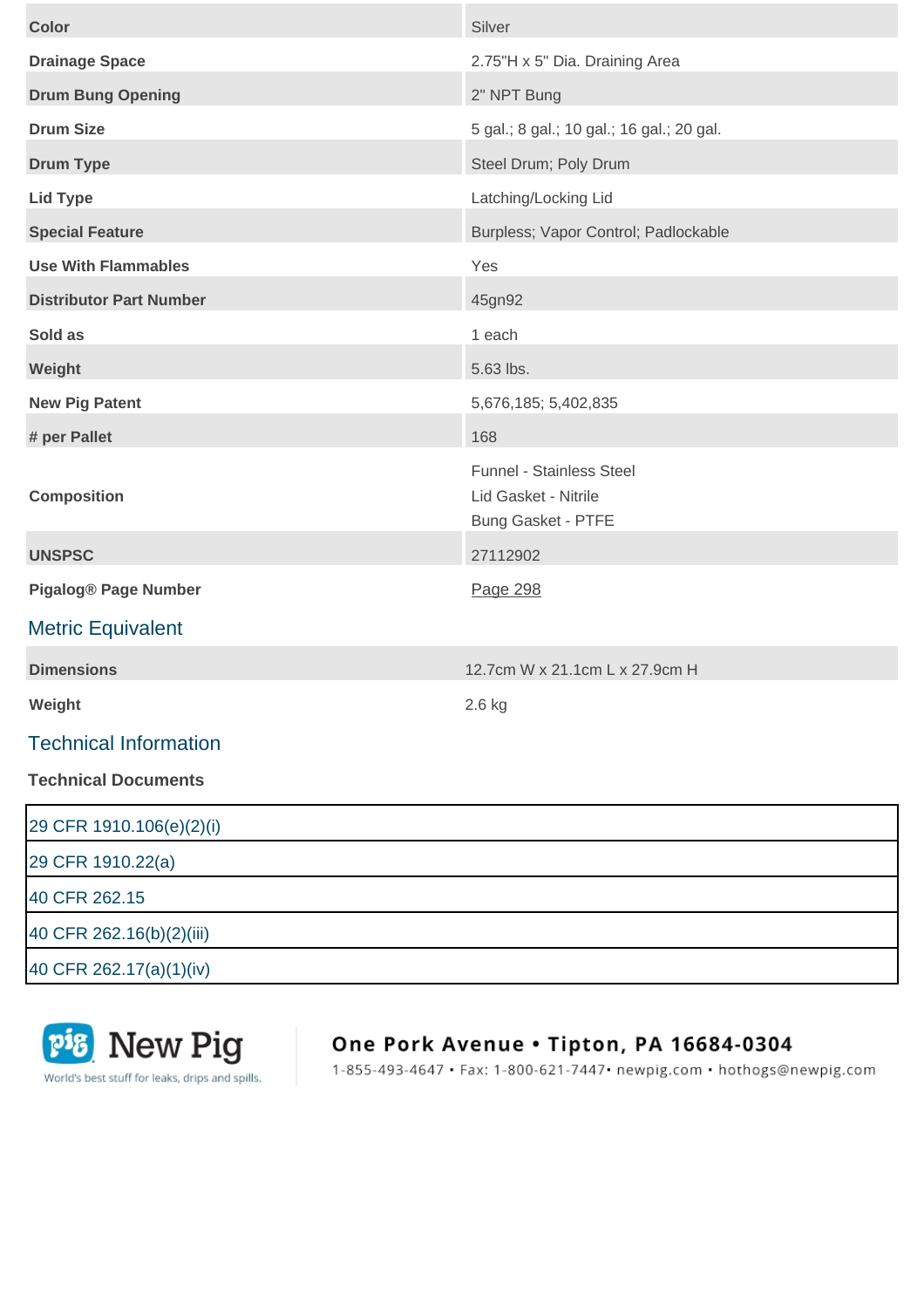| | |
|---|---|
| **Color** | Silver |
| **Drainage Space** | 2.75"H x 5" Dia. Draining Area |
| **Drum Bung Opening** | 2" NPT Bung |
| **Drum Size** | 5 gal.; 8 gal.; 10 gal.; 16 gal.; 20 gal. |
| **Drum Type** | Steel Drum; Poly Drum |
| **Lid Type** | Latching/Locking Lid |
| **Special Feature** | Burpless; Vapor Control; Padlockable |
| **Use With Flammables** | Yes |
| **Distributor Part Number** | 45gn92 |
| **Sold as** | 1 each |
| **Weight** | 5.63 lbs. |
| **New Pig Patent** | 5,676,185; 5,402,835 |
| **# per Pallet** | 168 |
| **Composition** | Funnel - Stainless Steel<br>Lid Gasket - Nitrile<br>Bung Gasket - PTFE |
| **UNSPSC** | 27112902 |
| **Pigalog® Page Number** | Page 298 |

## Metric Equivalent

| | |
|---|---|
| **Dimensions** | 12.7cm W x 21.1cm L x 27.9cm H |
| **Weight** | 2.6 kg |

## Technical Information

**Technical Documents**

| |
|---|
| 29 CFR 1910.106(e)(2)(i) |
| 29 CFR 1910.22(a) |
| 40 CFR 262.15 |
| 40 CFR 262.16(b)(2)(iii) |
| 40 CFR 262.17(a)(1)(iv) |

New Pig
World's best stuff for leaks, drips and spills.

One Pork Avenue • Tipton, PA 16684-0304
1-855-493-4647 • Fax: 1-800-621-7447• newpig.com • hothogs@newpig.com